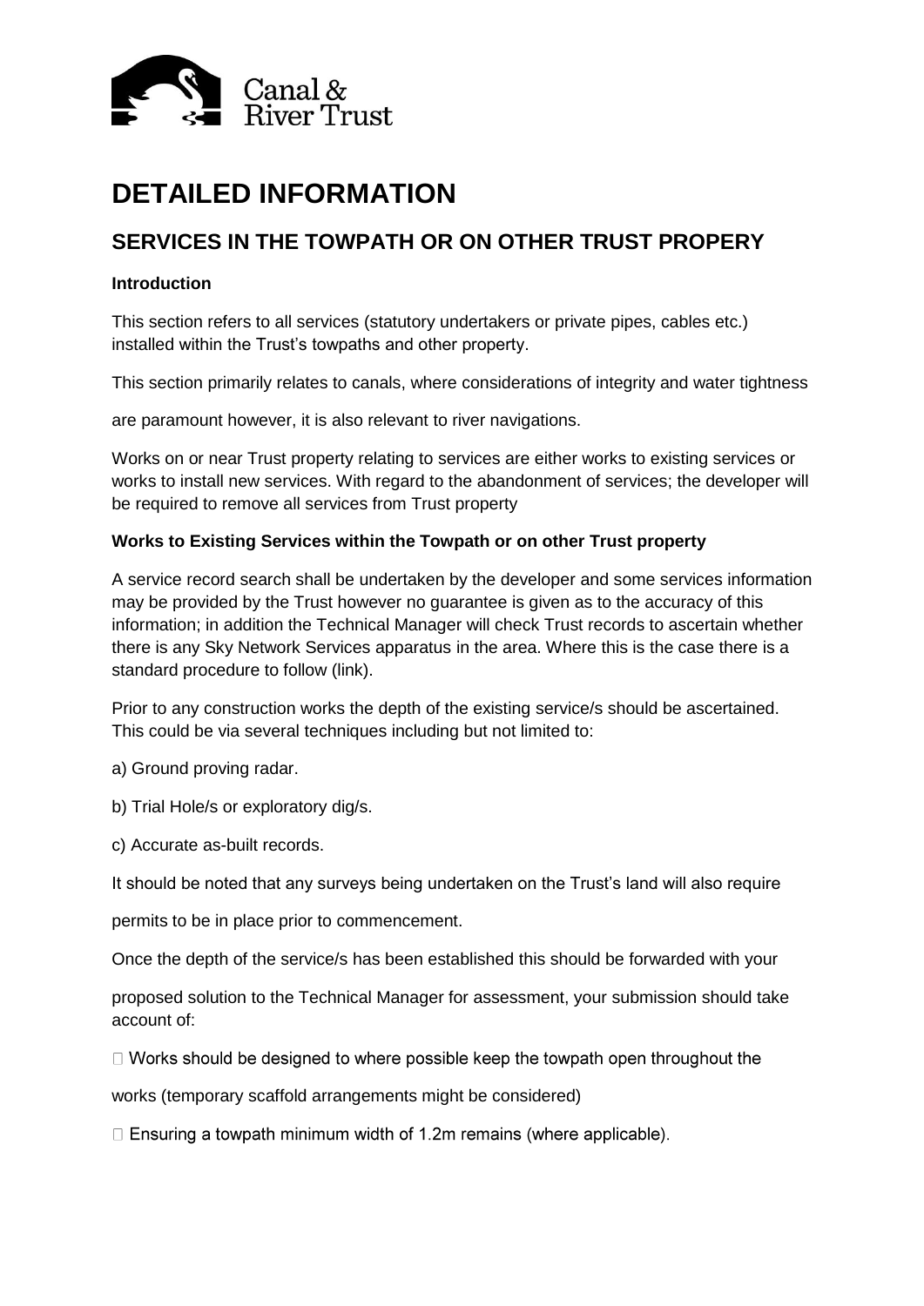# DETAILED INFORMATION

## SERVICES IN THE TOWPATH OR ON OTHER TRUST PROPERY

**Introduction**

This section refers to all services (statutory undertakers or private pipes, cables etc.) installed within the Trust's towpaths and other property.

This section primarily relates to canals, where considerations of integrity and water tightness are paramount however, it is also relevant to river navigations.

Works on or near Trust property relating to services are either works to existing services or works to install new services. With regard to the abandonment of services; the developer will be required to remove all services from Trust property

**Works to Existing Services within the Towpath or on other Trust property**

A service record search shall be undertaken by the developer and some services information may be provided by the Trust however no guarantee is given as to the accuracy of this information; in addition the Technical Manager will check Trust records to ascertain whether there is any Sky Network Services apparatus in the area. Where this is the case there is a standard procedure to follow (link).

Prior to any construction works the depth of the existing service/s should be ascertained. This could be via several techniques including but not limited to:

a) Ground proving radar.

b) Trial Hole/s or exploratory dig/s.

c) Accurate as-built records.

It should be noted that any surveys being undertaken on the Trust's land will also require permits to be in place prior to commencement.

Once the depth of the service/s has been established this should be forwarded with your proposed solution to the Technical Manager for assessment, your submission should take account of:

- Works should be designed to where possible keep the towpath open throughout the works (temporary scaffold arrangements might be considered)
- Ensuring a towpath minimum width of 1.2m remains (where applicable).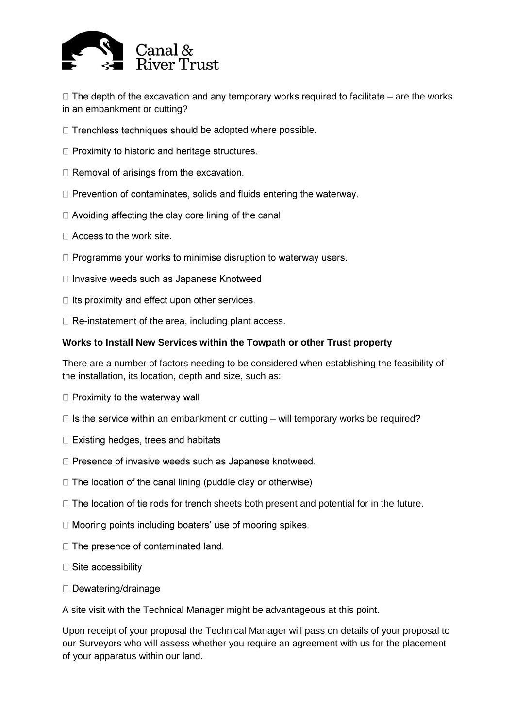- The depth of the excavation and any temporary works required to facilitate – are the works in an embankment or cutting?
- Trenchless techniques should be adopted where possible.
- Proximity to historic and heritage structures.
- Removal of arisings from the excavation.
- Prevention of contaminates, solids and fluids entering the waterway.
- Avoiding affecting the clay core lining of the canal.
- Access to the work site.
- Programme your works to minimise disruption to waterway users.
- Invasive weeds such as Japanese Knotweed
- Its proximity and effect upon other services.
- Re-instatement of the area, including plant access.

**Works to Install New Services within the Towpath or other Trust property**

There are a number of factors needing to be considered when establishing the feasibility of the installation, its location, depth and size, such as:

- Proximity to the waterway wall
- Is the service within an embankment or cutting – will temporary works be required?
- Existing hedges, trees and habitats
- Presence of invasive weeds such as Japanese knotweed.
- The location of the canal lining (puddle clay or otherwise)
- The location of tie rods for trench sheets both present and potential for in the future.
- Mooring points including boaters' use of mooring spikes.
- The presence of contaminated land.
- Site accessibility
- Dewatering/drainage

A site visit with the Technical Manager might be advantageous at this point.

Upon receipt of your proposal the Technical Manager will pass on details of your proposal to our Surveyors who will assess whether you require an agreement with us for the placement of your apparatus within our land.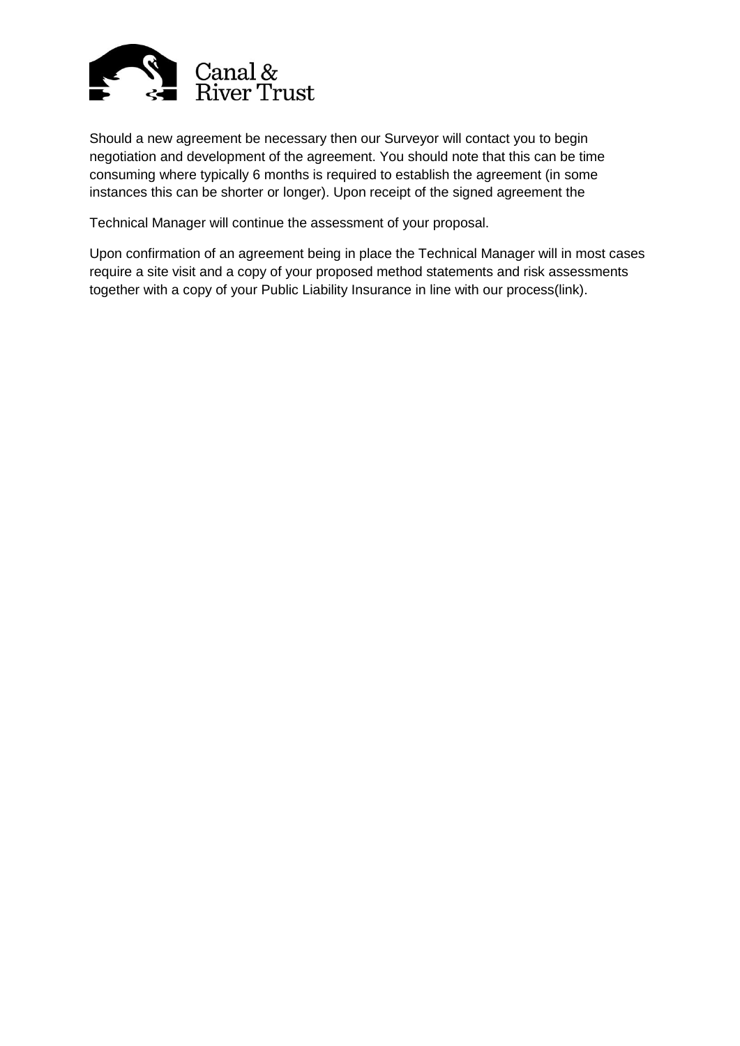Should a new agreement be necessary then our Surveyor will contact you to begin negotiation and development of the agreement. You should note that this can be time consuming where typically 6 months is required to establish the agreement (in some instances this can be shorter or longer). Upon receipt of the signed agreement the

Technical Manager will continue the assessment of your proposal.

Upon confirmation of an agreement being in place the Technical Manager will in most cases require a site visit and a copy of your proposed method statements and risk assessments together with a copy of your Public Liability Insurance in line with our process(link).